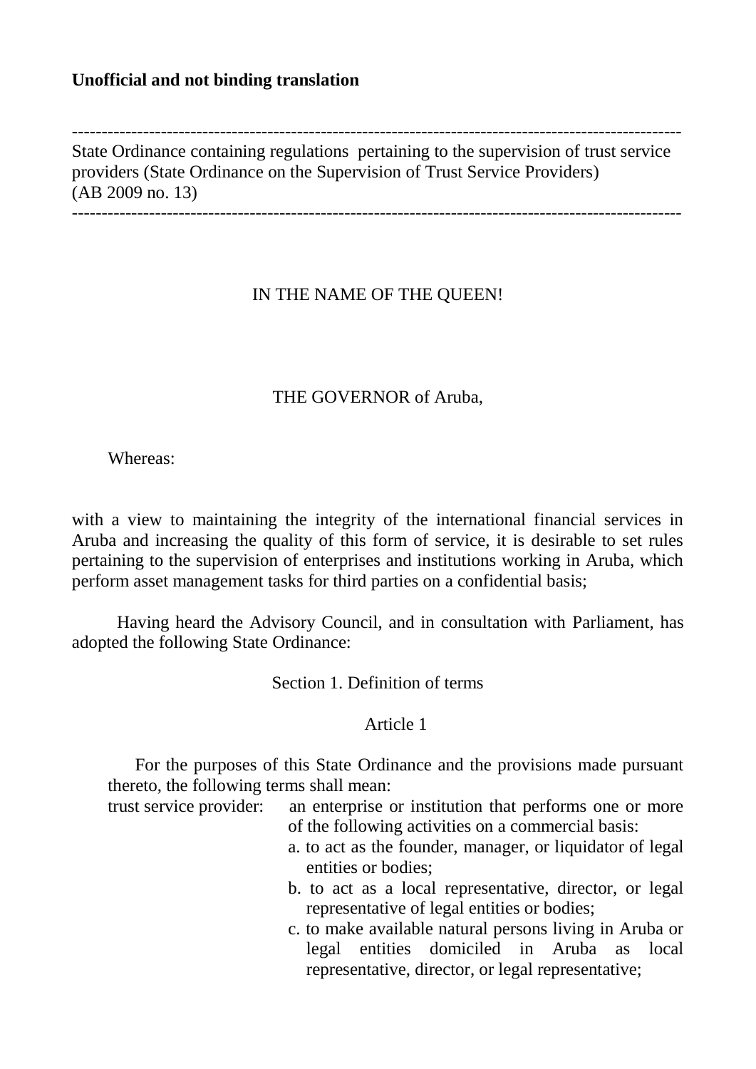**Unofficial and not binding translation**

---

State Ordinance containing regulations pertaining to the supervision of trust service providers (State Ordinance on the Supervision of Trust Service Providers)
(AB 2009 no. 13)

---

IN THE NAME OF THE QUEEN!

THE GOVERNOR of Aruba,

Whereas:

with a view to maintaining the integrity of the international financial services in Aruba and increasing the quality of this form of service, it is desirable to set rules pertaining to the supervision of enterprises and institutions working in Aruba, which perform asset management tasks for third parties on a confidential basis;

Having heard the Advisory Council, and in consultation with Parliament, has adopted the following State Ordinance:

## Section 1. Definition of terms

### Article 1

For the purposes of this State Ordinance and the provisions made pursuant thereto, the following terms shall mean:

trust service provider: an enterprise or institution that performs one or more of the following activities on a commercial basis:

a. to act as the founder, manager, or liquidator of legal entities or bodies;

b. to act as a local representative, director, or legal representative of legal entities or bodies;

c. to make available natural persons living in Aruba or legal entities domiciled in Aruba as local representative, director, or legal representative;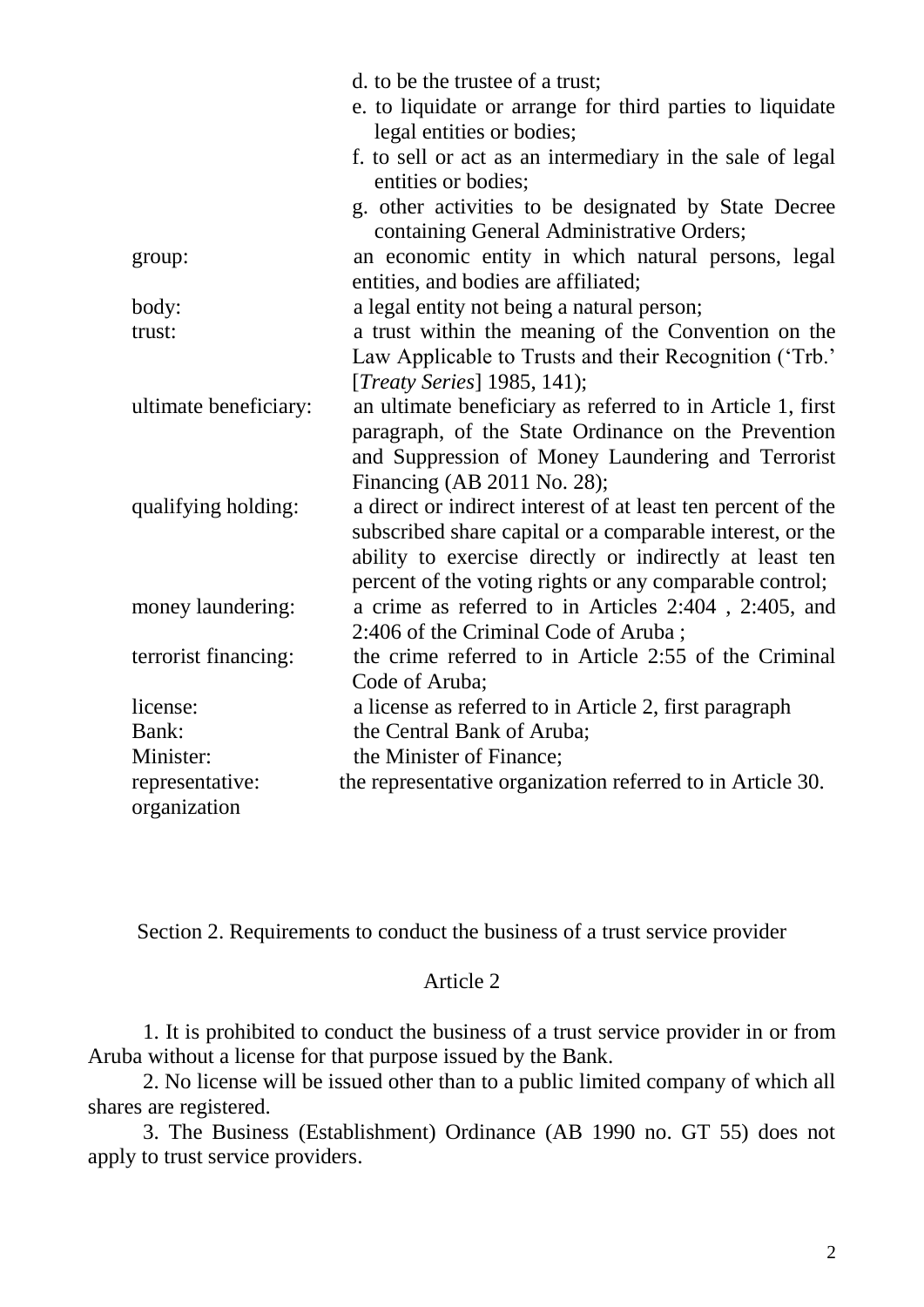d. to be the trustee of a trust;

e. to liquidate or arrange for third parties to liquidate legal entities or bodies;

f. to sell or act as an intermediary in the sale of legal entities or bodies;

g. other activities to be designated by State Decree containing General Administrative Orders;

| | |
|---|---|
| group: | an economic entity in which natural persons, legal entities, and bodies are affiliated; |
| body: | a legal entity not being a natural person; |
| trust: | a trust within the meaning of the Convention on the Law Applicable to Trusts and their Recognition ('Trb.' [*Treaty Series*] 1985, 141); |
| ultimate beneficiary: | an ultimate beneficiary as referred to in Article 1, first paragraph, of the State Ordinance on the Prevention and Suppression of Money Laundering and Terrorist Financing (AB 2011 No. 28); |
| qualifying holding: | a direct or indirect interest of at least ten percent of the subscribed share capital or a comparable interest, or the ability to exercise directly or indirectly at least ten percent of the voting rights or any comparable control; |
| money laundering: | a crime as referred to in Articles 2:404 , 2:405, and 2:406 of the Criminal Code of Aruba ; |
| terrorist financing: | the crime referred to in Article 2:55 of the Criminal Code of Aruba; |
| license: | a license as referred to in Article 2, first paragraph |
| Bank: | the Central Bank of Aruba; |
| Minister: | the Minister of Finance; |
| representative: organization | the representative organization referred to in Article 30. |

## Section 2. Requirements to conduct the business of a trust service provider

### Article 2

1. It is prohibited to conduct the business of a trust service provider in or from Aruba without a license for that purpose issued by the Bank.

2. No license will be issued other than to a public limited company of which all shares are registered.

3. The Business (Establishment) Ordinance (AB 1990 no. GT 55) does not apply to trust service providers.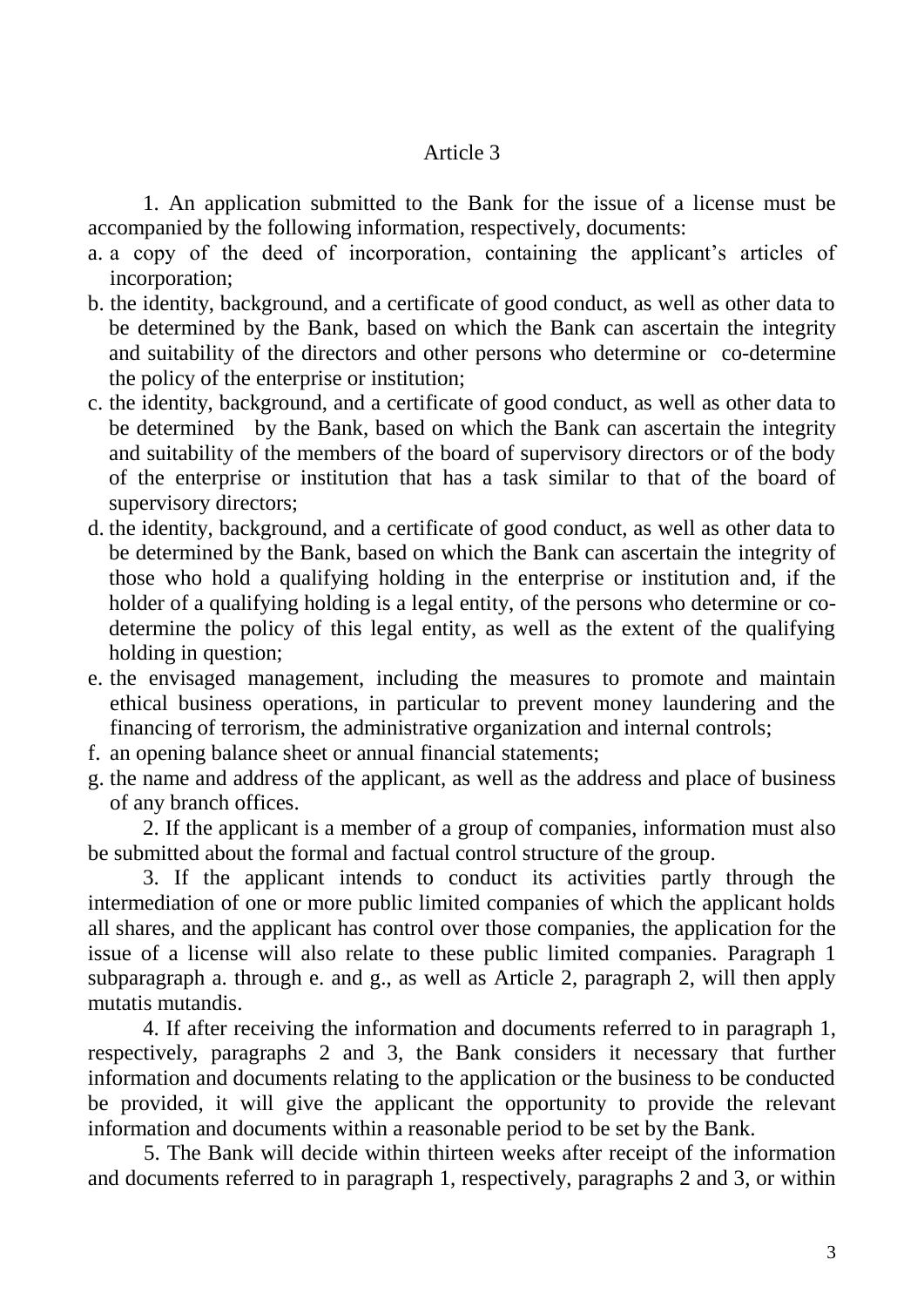## Article 3

1. An application submitted to the Bank for the issue of a license must be accompanied by the following information, respectively, documents:

a. a copy of the deed of incorporation, containing the applicant's articles of incorporation;
b. the identity, background, and a certificate of good conduct, as well as other data to be determined by the Bank, based on which the Bank can ascertain the integrity and suitability of the directors and other persons who determine or co-determine the policy of the enterprise or institution;
c. the identity, background, and a certificate of good conduct, as well as other data to be determined by the Bank, based on which the Bank can ascertain the integrity and suitability of the members of the board of supervisory directors or of the body of the enterprise or institution that has a task similar to that of the board of supervisory directors;
d. the identity, background, and a certificate of good conduct, as well as other data to be determined by the Bank, based on which the Bank can ascertain the integrity of those who hold a qualifying holding in the enterprise or institution and, if the holder of a qualifying holding is a legal entity, of the persons who determine or co-determine the policy of this legal entity, as well as the extent of the qualifying holding in question;
e. the envisaged management, including the measures to promote and maintain ethical business operations, in particular to prevent money laundering and the financing of terrorism, the administrative organization and internal controls;
f. an opening balance sheet or annual financial statements;
g. the name and address of the applicant, as well as the address and place of business of any branch offices.

2. If the applicant is a member of a group of companies, information must also be submitted about the formal and factual control structure of the group.

3. If the applicant intends to conduct its activities partly through the intermediation of one or more public limited companies of which the applicant holds all shares, and the applicant has control over those companies, the application for the issue of a license will also relate to these public limited companies. Paragraph 1 subparagraph a. through e. and g., as well as Article 2, paragraph 2, will then apply mutatis mutandis.

4. If after receiving the information and documents referred to in paragraph 1, respectively, paragraphs 2 and 3, the Bank considers it necessary that further information and documents relating to the application or the business to be conducted be provided, it will give the applicant the opportunity to provide the relevant information and documents within a reasonable period to be set by the Bank.

5. The Bank will decide within thirteen weeks after receipt of the information and documents referred to in paragraph 1, respectively, paragraphs 2 and 3, or within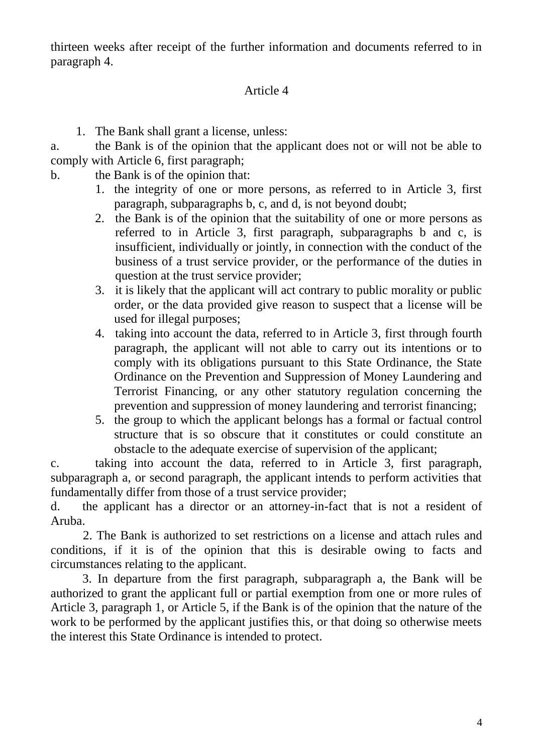thirteen weeks after receipt of the further information and documents referred to in paragraph 4.

## Article 4

1. The Bank shall grant a license, unless:

a. the Bank is of the opinion that the applicant does not or will not be able to comply with Article 6, first paragraph;

b. the Bank is of the opinion that:

   1. the integrity of one or more persons, as referred to in Article 3, first paragraph, subparagraphs b, c, and d, is not beyond doubt;
   2. the Bank is of the opinion that the suitability of one or more persons as referred to in Article 3, first paragraph, subparagraphs b and c, is insufficient, individually or jointly, in connection with the conduct of the business of a trust service provider, or the performance of the duties in question at the trust service provider;
   3. it is likely that the applicant will act contrary to public morality or public order, or the data provided give reason to suspect that a license will be used for illegal purposes;
   4. taking into account the data, referred to in Article 3, first through fourth paragraph, the applicant will not able to carry out its intentions or to comply with its obligations pursuant to this State Ordinance, the State Ordinance on the Prevention and Suppression of Money Laundering and Terrorist Financing, or any other statutory regulation concerning the prevention and suppression of money laundering and terrorist financing;
   5. the group to which the applicant belongs has a formal or factual control structure that is so obscure that it constitutes or could constitute an obstacle to the adequate exercise of supervision of the applicant;

c. taking into account the data, referred to in Article 3, first paragraph, subparagraph a, or second paragraph, the applicant intends to perform activities that fundamentally differ from those of a trust service provider;

d. the applicant has a director or an attorney-in-fact that is not a resident of Aruba.

2. The Bank is authorized to set restrictions on a license and attach rules and conditions, if it is of the opinion that this is desirable owing to facts and circumstances relating to the applicant.

3. In departure from the first paragraph, subparagraph a, the Bank will be authorized to grant the applicant full or partial exemption from one or more rules of Article 3, paragraph 1, or Article 5, if the Bank is of the opinion that the nature of the work to be performed by the applicant justifies this, or that doing so otherwise meets the interest this State Ordinance is intended to protect.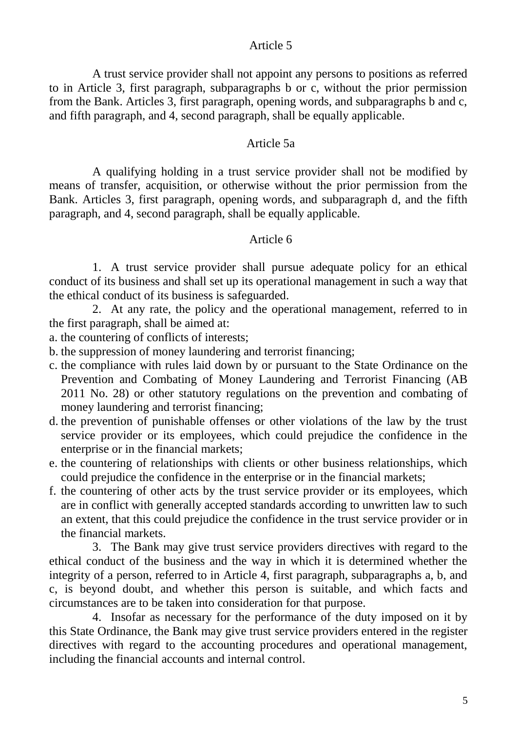## Article 5

A trust service provider shall not appoint any persons to positions as referred to in Article 3, first paragraph, subparagraphs b or c, without the prior permission from the Bank. Articles 3, first paragraph, opening words, and subparagraphs b and c, and fifth paragraph, and 4, second paragraph, shall be equally applicable.

## Article 5a

A qualifying holding in a trust service provider shall not be modified by means of transfer, acquisition, or otherwise without the prior permission from the Bank. Articles 3, first paragraph, opening words, and subparagraph d, and the fifth paragraph, and 4, second paragraph, shall be equally applicable.

## Article 6

1. A trust service provider shall pursue adequate policy for an ethical conduct of its business and shall set up its operational management in such a way that the ethical conduct of its business is safeguarded.

2. At any rate, the policy and the operational management, referred to in the first paragraph, shall be aimed at:

a. the countering of conflicts of interests;
b. the suppression of money laundering and terrorist financing;
c. the compliance with rules laid down by or pursuant to the State Ordinance on the Prevention and Combating of Money Laundering and Terrorist Financing (AB 2011 No. 28) or other statutory regulations on the prevention and combating of money laundering and terrorist financing;
d. the prevention of punishable offenses or other violations of the law by the trust service provider or its employees, which could prejudice the confidence in the enterprise or in the financial markets;
e. the countering of relationships with clients or other business relationships, which could prejudice the confidence in the enterprise or in the financial markets;
f. the countering of other acts by the trust service provider or its employees, which are in conflict with generally accepted standards according to unwritten law to such an extent, that this could prejudice the confidence in the trust service provider or in the financial markets.

3. The Bank may give trust service providers directives with regard to the ethical conduct of the business and the way in which it is determined whether the integrity of a person, referred to in Article 4, first paragraph, subparagraphs a, b, and c, is beyond doubt, and whether this person is suitable, and which facts and circumstances are to be taken into consideration for that purpose.

4. Insofar as necessary for the performance of the duty imposed on it by this State Ordinance, the Bank may give trust service providers entered in the register directives with regard to the accounting procedures and operational management, including the financial accounts and internal control.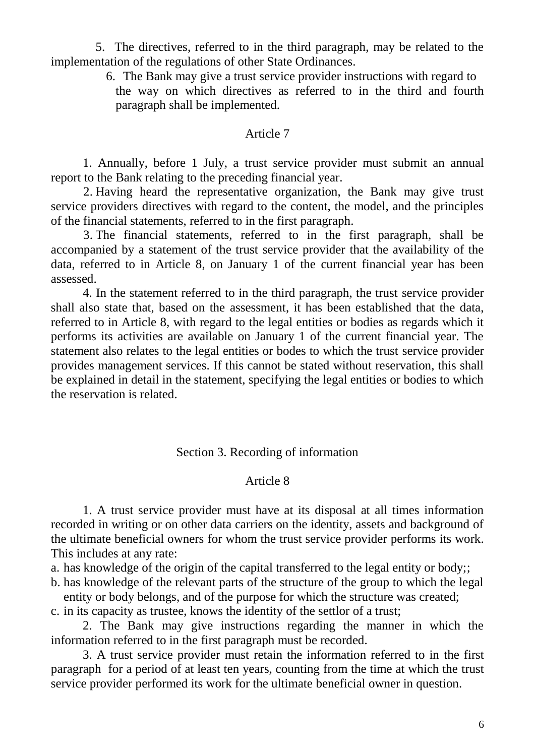5. The directives, referred to in the third paragraph, may be related to the implementation of the regulations of other State Ordinances.

6. The Bank may give a trust service provider instructions with regard to the way on which directives as referred to in the third and fourth paragraph shall be implemented.

Article 7

1. Annually, before 1 July, a trust service provider must submit an annual report to the Bank relating to the preceding financial year.

2. Having heard the representative organization, the Bank may give trust service providers directives with regard to the content, the model, and the principles of the financial statements, referred to in the first paragraph.

3. The financial statements, referred to in the first paragraph, shall be accompanied by a statement of the trust service provider that the availability of the data, referred to in Article 8, on January 1 of the current financial year has been assessed.

4. In the statement referred to in the third paragraph, the trust service provider shall also state that, based on the assessment, it has been established that the data, referred to in Article 8, with regard to the legal entities or bodies as regards which it performs its activities are available on January 1 of the current financial year. The statement also relates to the legal entities or bodes to which the trust service provider provides management services. If this cannot be stated without reservation, this shall be explained in detail in the statement, specifying the legal entities or bodies to which the reservation is related.

Section 3. Recording of information

Article 8

1. A trust service provider must have at its disposal at all times information recorded in writing or on other data carriers on the identity, assets and background of the ultimate beneficial owners for whom the trust service provider performs its work. This includes at any rate:

a. has knowledge of the origin of the capital transferred to the legal entity or body;;
b. has knowledge of the relevant parts of the structure of the group to which the legal entity or body belongs, and of the purpose for which the structure was created;
c. in its capacity as trustee, knows the identity of the settlor of a trust;

2. The Bank may give instructions regarding the manner in which the information referred to in the first paragraph must be recorded.

3. A trust service provider must retain the information referred to in the first paragraph for a period of at least ten years, counting from the time at which the trust service provider performed its work for the ultimate beneficial owner in question.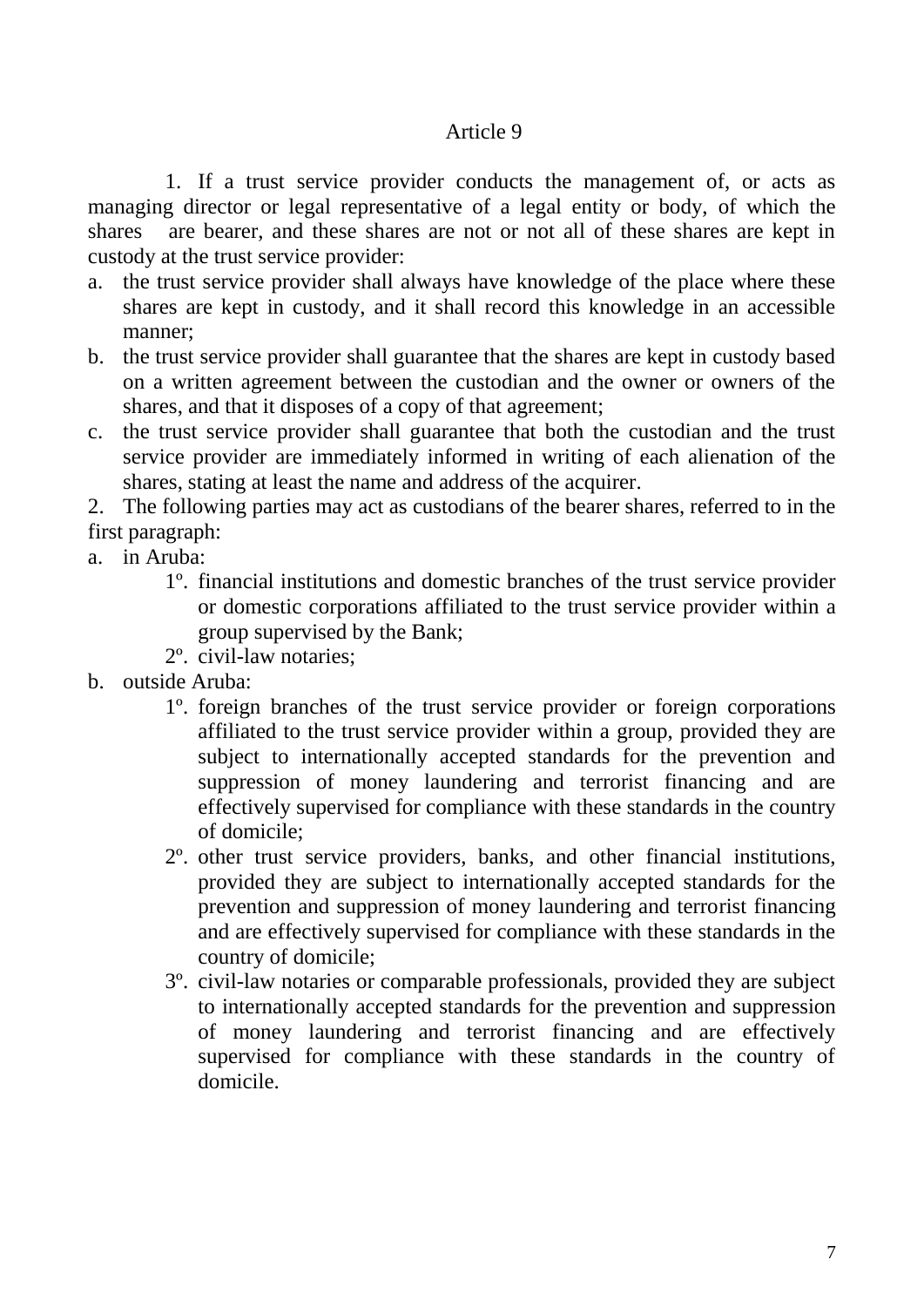## Article 9

1. If a trust service provider conducts the management of, or acts as managing director or legal representative of a legal entity or body, of which the shares are bearer, and these shares are not or not all of these shares are kept in custody at the trust service provider:

a. the trust service provider shall always have knowledge of the place where these shares are kept in custody, and it shall record this knowledge in an accessible manner;
b. the trust service provider shall guarantee that the shares are kept in custody based on a written agreement between the custodian and the owner or owners of the shares, and that it disposes of a copy of that agreement;
c. the trust service provider shall guarantee that both the custodian and the trust service provider are immediately informed in writing of each alienation of the shares, stating at least the name and address of the acquirer.

2. The following parties may act as custodians of the bearer shares, referred to in the first paragraph:

a. in Aruba:
   1º. financial institutions and domestic branches of the trust service provider or domestic corporations affiliated to the trust service provider within a group supervised by the Bank;
   2º. civil-law notaries;
b. outside Aruba:
   1º. foreign branches of the trust service provider or foreign corporations affiliated to the trust service provider within a group, provided they are subject to internationally accepted standards for the prevention and suppression of money laundering and terrorist financing and are effectively supervised for compliance with these standards in the country of domicile;
   2º. other trust service providers, banks, and other financial institutions, provided they are subject to internationally accepted standards for the prevention and suppression of money laundering and terrorist financing and are effectively supervised for compliance with these standards in the country of domicile;
   3º. civil-law notaries or comparable professionals, provided they are subject to internationally accepted standards for the prevention and suppression of money laundering and terrorist financing and are effectively supervised for compliance with these standards in the country of domicile.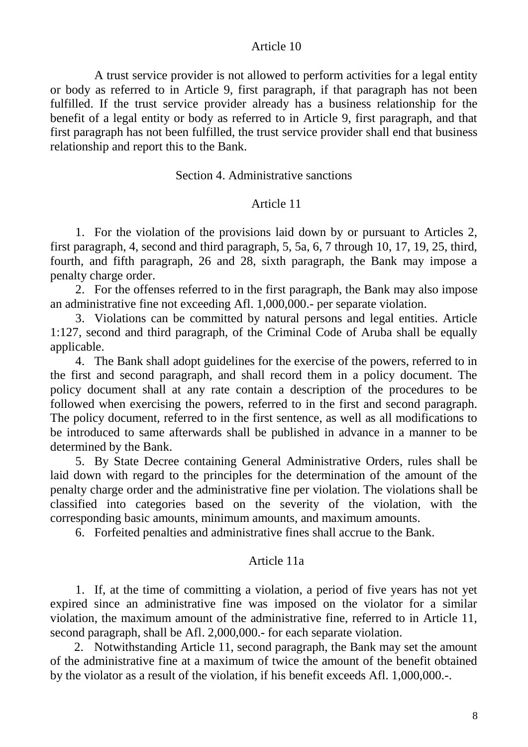### Article 10

A trust service provider is not allowed to perform activities for a legal entity or body as referred to in Article 9, first paragraph, if that paragraph has not been fulfilled. If the trust service provider already has a business relationship for the benefit of a legal entity or body as referred to in Article 9, first paragraph, and that first paragraph has not been fulfilled, the trust service provider shall end that business relationship and report this to the Bank.

## Section 4. Administrative sanctions

### Article 11

1. For the violation of the provisions laid down by or pursuant to Articles 2, first paragraph, 4, second and third paragraph, 5, 5a, 6, 7 through 10, 17, 19, 25, third, fourth, and fifth paragraph, 26 and 28, sixth paragraph, the Bank may impose a penalty charge order.
2. For the offenses referred to in the first paragraph, the Bank may also impose an administrative fine not exceeding Afl. 1,000,000.- per separate violation.
3. Violations can be committed by natural persons and legal entities. Article 1:127, second and third paragraph, of the Criminal Code of Aruba shall be equally applicable.
4. The Bank shall adopt guidelines for the exercise of the powers, referred to in the first and second paragraph, and shall record them in a policy document. The policy document shall at any rate contain a description of the procedures to be followed when exercising the powers, referred to in the first and second paragraph. The policy document, referred to in the first sentence, as well as all modifications to be introduced to same afterwards shall be published in advance in a manner to be determined by the Bank.
5. By State Decree containing General Administrative Orders, rules shall be laid down with regard to the principles for the determination of the amount of the penalty charge order and the administrative fine per violation. The violations shall be classified into categories based on the severity of the violation, with the corresponding basic amounts, minimum amounts, and maximum amounts.
6. Forfeited penalties and administrative fines shall accrue to the Bank.

### Article 11a

1. If, at the time of committing a violation, a period of five years has not yet expired since an administrative fine was imposed on the violator for a similar violation, the maximum amount of the administrative fine, referred to in Article 11, second paragraph, shall be Afl. 2,000,000.- for each separate violation.
2. Notwithstanding Article 11, second paragraph, the Bank may set the amount of the administrative fine at a maximum of twice the amount of the benefit obtained by the violator as a result of the violation, if his benefit exceeds Afl. 1,000,000.-.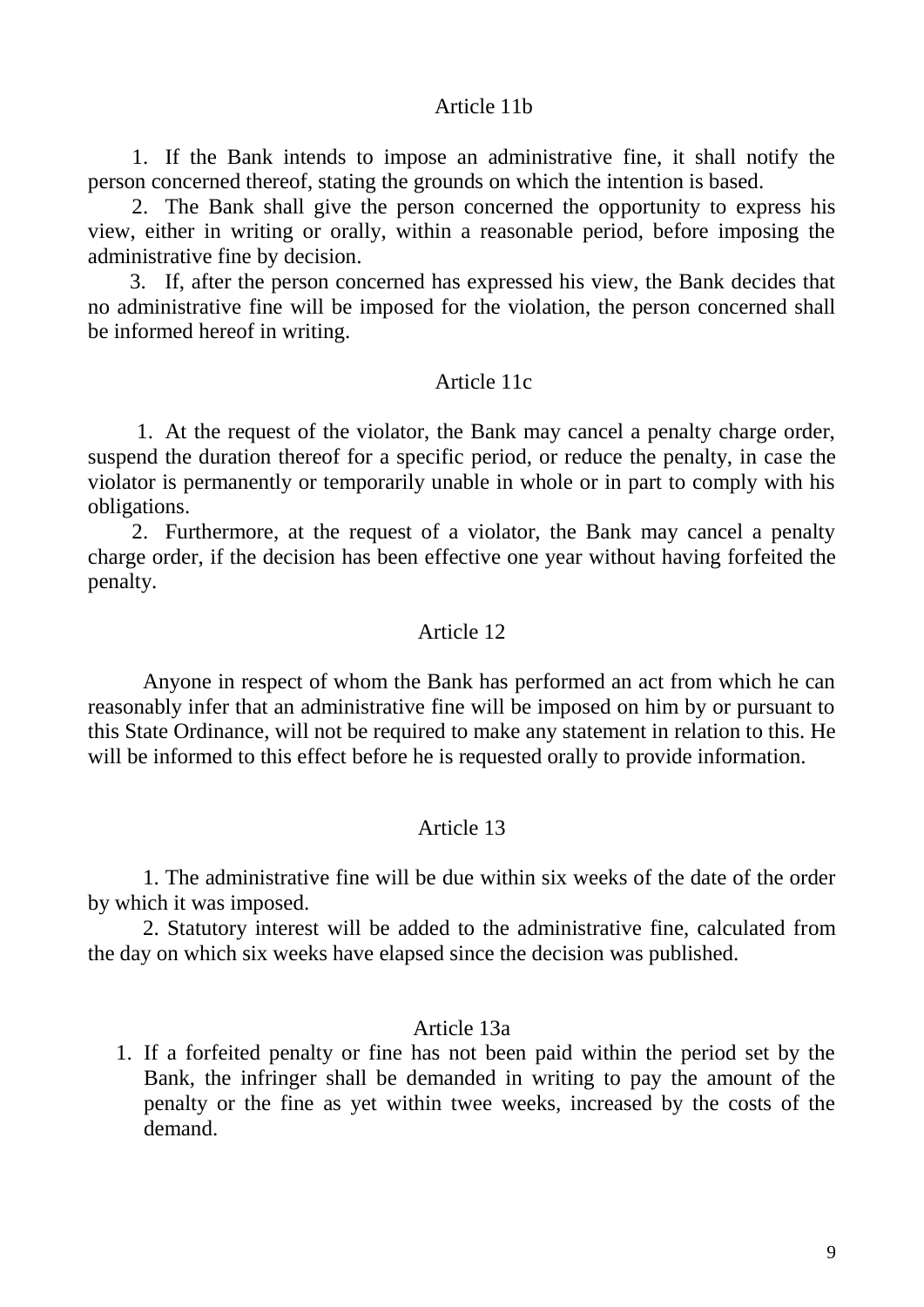### Article 11b

1. If the Bank intends to impose an administrative fine, it shall notify the person concerned thereof, stating the grounds on which the intention is based.

2. The Bank shall give the person concerned the opportunity to express his view, either in writing or orally, within a reasonable period, before imposing the administrative fine by decision.

3. If, after the person concerned has expressed his view, the Bank decides that no administrative fine will be imposed for the violation, the person concerned shall be informed hereof in writing.

### Article 11c

1. At the request of the violator, the Bank may cancel a penalty charge order, suspend the duration thereof for a specific period, or reduce the penalty, in case the violator is permanently or temporarily unable in whole or in part to comply with his obligations.

2. Furthermore, at the request of a violator, the Bank may cancel a penalty charge order, if the decision has been effective one year without having forfeited the penalty.

### Article 12

Anyone in respect of whom the Bank has performed an act from which he can reasonably infer that an administrative fine will be imposed on him by or pursuant to this State Ordinance, will not be required to make any statement in relation to this. He will be informed to this effect before he is requested orally to provide information.

### Article 13

1. The administrative fine will be due within six weeks of the date of the order by which it was imposed.

2. Statutory interest will be added to the administrative fine, calculated from the day on which six weeks have elapsed since the decision was published.

### Article 13a

1. If a forfeited penalty or fine has not been paid within the period set by the Bank, the infringer shall be demanded in writing to pay the amount of the penalty or the fine as yet within twee weeks, increased by the costs of the demand.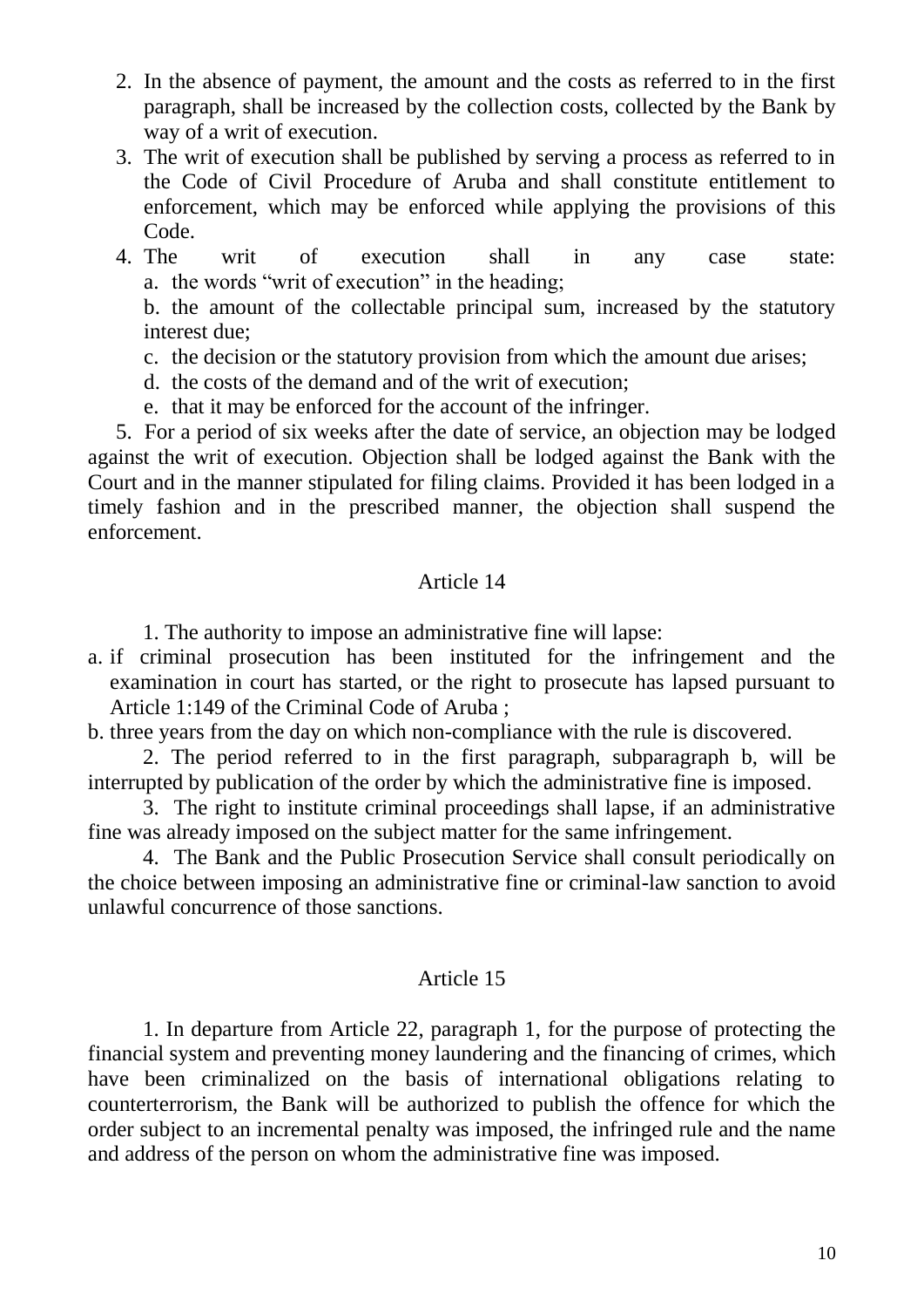2. In the absence of payment, the amount and the costs as referred to in the first paragraph, shall be increased by the collection costs, collected by the Bank by way of a writ of execution.
3. The writ of execution shall be published by serving a process as referred to in the Code of Civil Procedure of Aruba and shall constitute entitlement to enforcement, which may be enforced while applying the provisions of this Code.
4. The writ of execution shall in any case state:
   a. the words “writ of execution” in the heading;
   b. the amount of the collectable principal sum, increased by the statutory interest due;
   c. the decision or the statutory provision from which the amount due arises;
   d. the costs of the demand and of the writ of execution;
   e. that it may be enforced for the account of the infringer.

5. For a period of six weeks after the date of service, an objection may be lodged against the writ of execution. Objection shall be lodged against the Bank with the Court and in the manner stipulated for filing claims. Provided it has been lodged in a timely fashion and in the prescribed manner, the objection shall suspend the enforcement.

## Article 14

1. The authority to impose an administrative fine will lapse:

a. if criminal prosecution has been instituted for the infringement and the examination in court has started, or the right to prosecute has lapsed pursuant to Article 1:149 of the Criminal Code of Aruba ;

b. three years from the day on which non-compliance with the rule is discovered.

2. The period referred to in the first paragraph, subparagraph b, will be interrupted by publication of the order by which the administrative fine is imposed.

3. The right to institute criminal proceedings shall lapse, if an administrative fine was already imposed on the subject matter for the same infringement.

4. The Bank and the Public Prosecution Service shall consult periodically on the choice between imposing an administrative fine or criminal-law sanction to avoid unlawful concurrence of those sanctions.

## Article 15

1. In departure from Article 22, paragraph 1, for the purpose of protecting the financial system and preventing money laundering and the financing of crimes, which have been criminalized on the basis of international obligations relating to counterterrorism, the Bank will be authorized to publish the offence for which the order subject to an incremental penalty was imposed, the infringed rule and the name and address of the person on whom the administrative fine was imposed.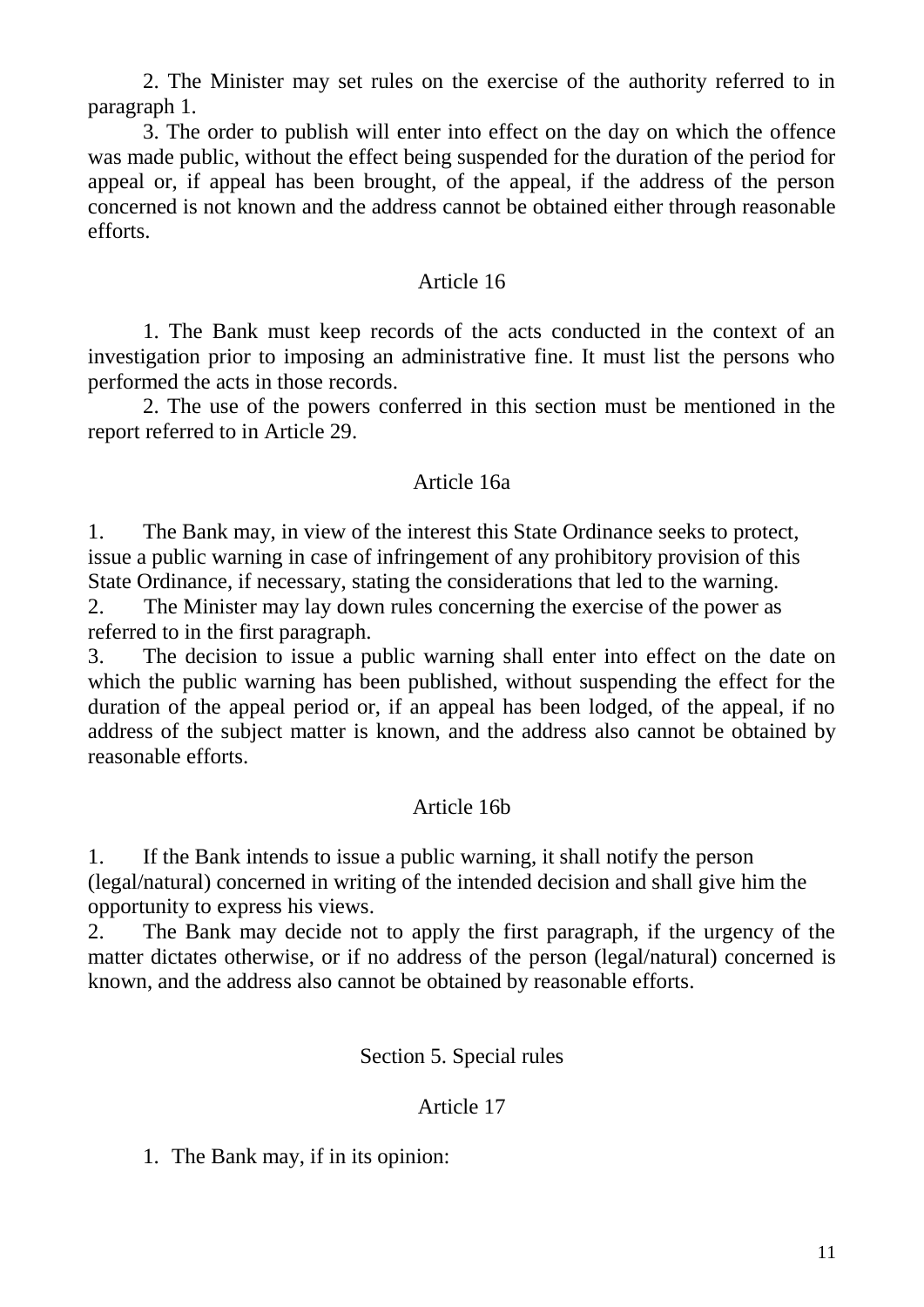2. The Minister may set rules on the exercise of the authority referred to in paragraph 1.

3. The order to publish will enter into effect on the day on which the offence was made public, without the effect being suspended for the duration of the period for appeal or, if appeal has been brought, of the appeal, if the address of the person concerned is not known and the address cannot be obtained either through reasonable efforts.

Article 16

1. The Bank must keep records of the acts conducted in the context of an investigation prior to imposing an administrative fine. It must list the persons who performed the acts in those records.

2. The use of the powers conferred in this section must be mentioned in the report referred to in Article 29.

Article 16a

1. The Bank may, in view of the interest this State Ordinance seeks to protect, issue a public warning in case of infringement of any prohibitory provision of this State Ordinance, if necessary, stating the considerations that led to the warning.
2. The Minister may lay down rules concerning the exercise of the power as referred to in the first paragraph.
3. The decision to issue a public warning shall enter into effect on the date on which the public warning has been published, without suspending the effect for the duration of the appeal period or, if an appeal has been lodged, of the appeal, if no address of the subject matter is known, and the address also cannot be obtained by reasonable efforts.

Article 16b

1. If the Bank intends to issue a public warning, it shall notify the person (legal/natural) concerned in writing of the intended decision and shall give him the opportunity to express his views.
2. The Bank may decide not to apply the first paragraph, if the urgency of the matter dictates otherwise, or if no address of the person (legal/natural) concerned is known, and the address also cannot be obtained by reasonable efforts.

## Section 5. Special rules

Article 17

1. The Bank may, if in its opinion: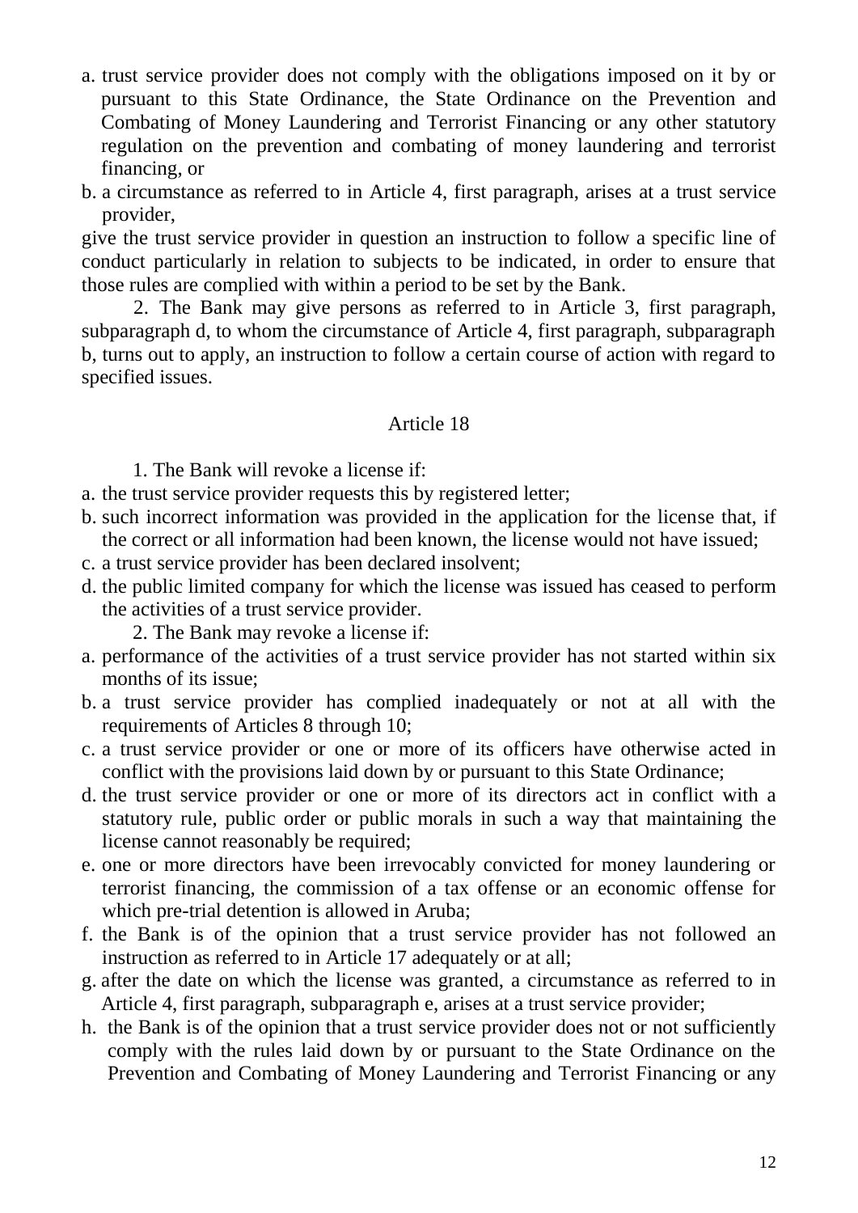a. trust service provider does not comply with the obligations imposed on it by or pursuant to this State Ordinance, the State Ordinance on the Prevention and Combating of Money Laundering and Terrorist Financing or any other statutory regulation on the prevention and combating of money laundering and terrorist financing, or
b. a circumstance as referred to in Article 4, first paragraph, arises at a trust service provider,

give the trust service provider in question an instruction to follow a specific line of conduct particularly in relation to subjects to be indicated, in order to ensure that those rules are complied with within a period to be set by the Bank.

2. The Bank may give persons as referred to in Article 3, first paragraph, subparagraph d, to whom the circumstance of Article 4, first paragraph, subparagraph b, turns out to apply, an instruction to follow a certain course of action with regard to specified issues.

Article 18

1. The Bank will revoke a license if:
a. the trust service provider requests this by registered letter;
b. such incorrect information was provided in the application for the license that, if the correct or all information had been known, the license would not have issued;
c. a trust service provider has been declared insolvent;
d. the public limited company for which the license was issued has ceased to perform the activities of a trust service provider.

2. The Bank may revoke a license if:
a. performance of the activities of a trust service provider has not started within six months of its issue;
b. a trust service provider has complied inadequately or not at all with the requirements of Articles 8 through 10;
c. a trust service provider or one or more of its officers have otherwise acted in conflict with the provisions laid down by or pursuant to this State Ordinance;
d. the trust service provider or one or more of its directors act in conflict with a statutory rule, public order or public morals in such a way that maintaining the license cannot reasonably be required;
e. one or more directors have been irrevocably convicted for money laundering or terrorist financing, the commission of a tax offense or an economic offense for which pre-trial detention is allowed in Aruba;
f. the Bank is of the opinion that a trust service provider has not followed an instruction as referred to in Article 17 adequately or at all;
g. after the date on which the license was granted, a circumstance as referred to in Article 4, first paragraph, subparagraph e, arises at a trust service provider;
h. the Bank is of the opinion that a trust service provider does not or not sufficiently comply with the rules laid down by or pursuant to the State Ordinance on the Prevention and Combating of Money Laundering and Terrorist Financing or any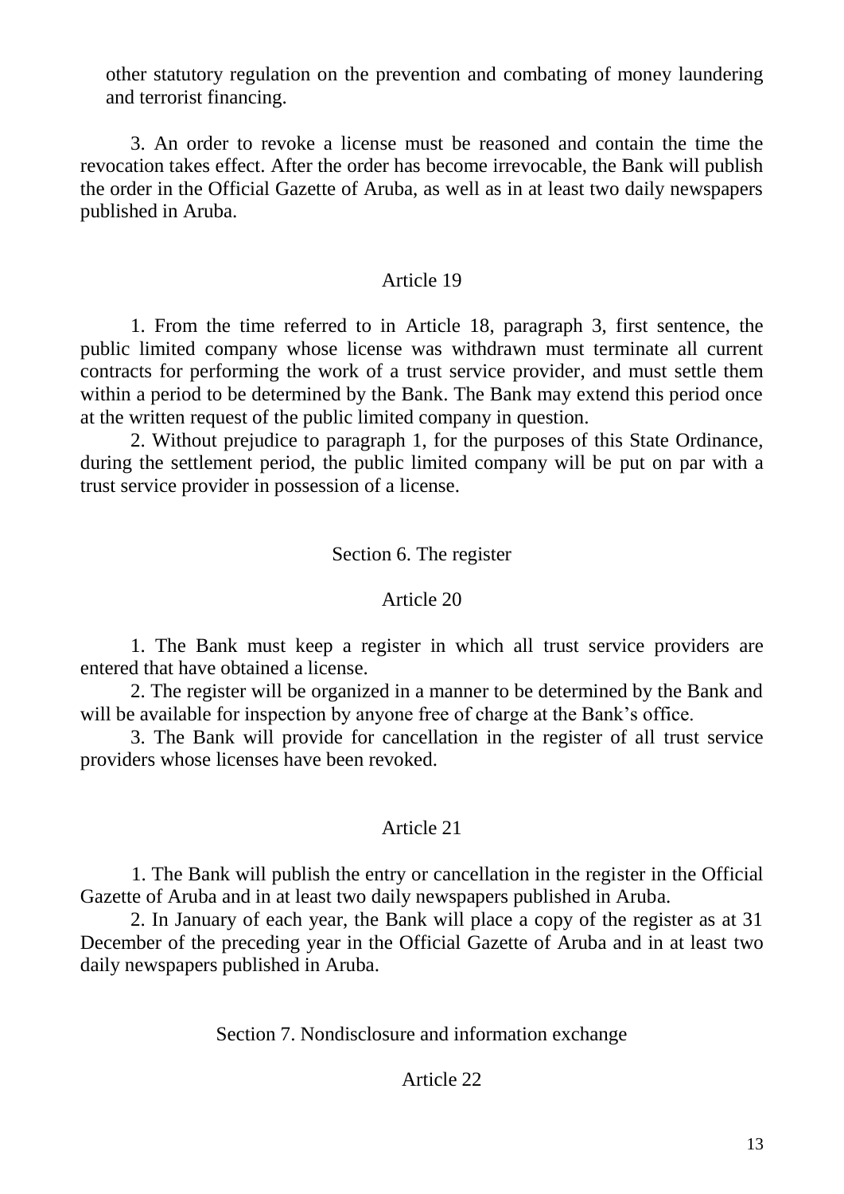other statutory regulation on the prevention and combating of money laundering and terrorist financing.

3. An order to revoke a license must be reasoned and contain the time the revocation takes effect. After the order has become irrevocable, the Bank will publish the order in the Official Gazette of Aruba, as well as in at least two daily newspapers published in Aruba.

### Article 19

1. From the time referred to in Article 18, paragraph 3, first sentence, the public limited company whose license was withdrawn must terminate all current contracts for performing the work of a trust service provider, and must settle them within a period to be determined by the Bank. The Bank may extend this period once at the written request of the public limited company in question.

2. Without prejudice to paragraph 1, for the purposes of this State Ordinance, during the settlement period, the public limited company will be put on par with a trust service provider in possession of a license.

## Section 6. The register

### Article 20

1. The Bank must keep a register in which all trust service providers are entered that have obtained a license.

2. The register will be organized in a manner to be determined by the Bank and will be available for inspection by anyone free of charge at the Bank's office.

3. The Bank will provide for cancellation in the register of all trust service providers whose licenses have been revoked.

### Article 21

1. The Bank will publish the entry or cancellation in the register in the Official Gazette of Aruba and in at least two daily newspapers published in Aruba.

2. In January of each year, the Bank will place a copy of the register as at 31 December of the preceding year in the Official Gazette of Aruba and in at least two daily newspapers published in Aruba.

## Section 7. Nondisclosure and information exchange

### Article 22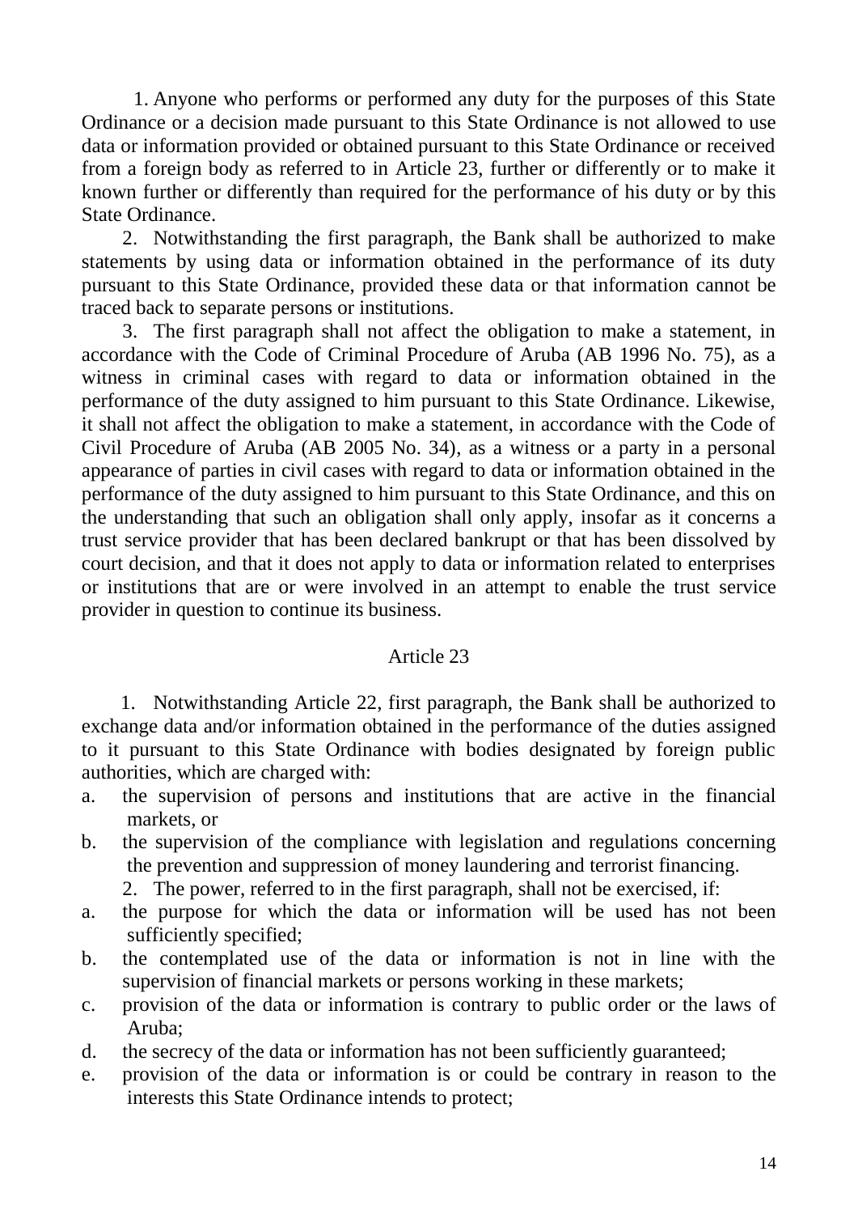1. Anyone who performs or performed any duty for the purposes of this State Ordinance or a decision made pursuant to this State Ordinance is not allowed to use data or information provided or obtained pursuant to this State Ordinance or received from a foreign body as referred to in Article 23, further or differently or to make it known further or differently than required for the performance of his duty or by this State Ordinance.

2. Notwithstanding the first paragraph, the Bank shall be authorized to make statements by using data or information obtained in the performance of its duty pursuant to this State Ordinance, provided these data or that information cannot be traced back to separate persons or institutions.

3. The first paragraph shall not affect the obligation to make a statement, in accordance with the Code of Criminal Procedure of Aruba (AB 1996 No. 75), as a witness in criminal cases with regard to data or information obtained in the performance of the duty assigned to him pursuant to this State Ordinance. Likewise, it shall not affect the obligation to make a statement, in accordance with the Code of Civil Procedure of Aruba (AB 2005 No. 34), as a witness or a party in a personal appearance of parties in civil cases with regard to data or information obtained in the performance of the duty assigned to him pursuant to this State Ordinance, and this on the understanding that such an obligation shall only apply, insofar as it concerns a trust service provider that has been declared bankrupt or that has been dissolved by court decision, and that it does not apply to data or information related to enterprises or institutions that are or were involved in an attempt to enable the trust service provider in question to continue its business.

## Article 23

1. Notwithstanding Article 22, first paragraph, the Bank shall be authorized to exchange data and/or information obtained in the performance of the duties assigned to it pursuant to this State Ordinance with bodies designated by foreign public authorities, which are charged with:

a. the supervision of persons and institutions that are active in the financial markets, or

b. the supervision of the compliance with legislation and regulations concerning the prevention and suppression of money laundering and terrorist financing.

2. The power, referred to in the first paragraph, shall not be exercised, if:

a. the purpose for which the data or information will be used has not been sufficiently specified;

b. the contemplated use of the data or information is not in line with the supervision of financial markets or persons working in these markets;

c. provision of the data or information is contrary to public order or the laws of Aruba;

d. the secrecy of the data or information has not been sufficiently guaranteed;

e. provision of the data or information is or could be contrary in reason to the interests this State Ordinance intends to protect;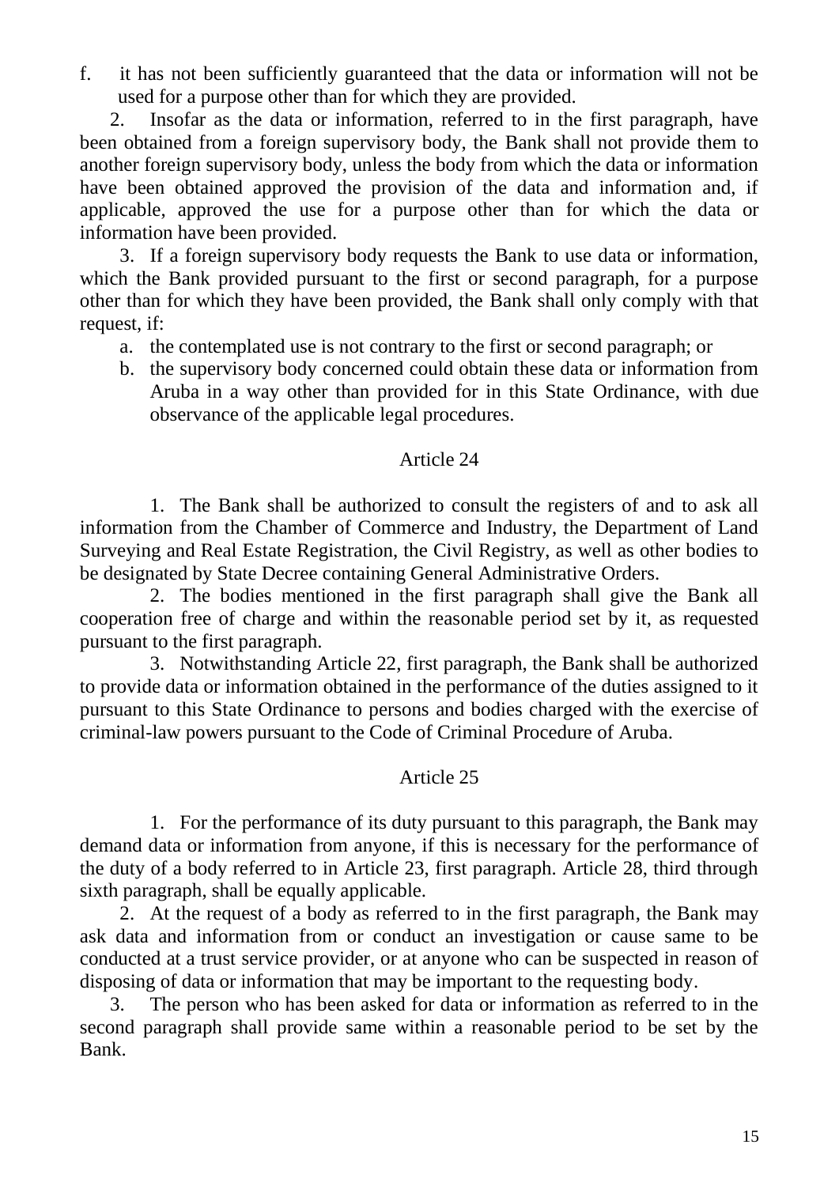f. it has not been sufficiently guaranteed that the data or information will not be used for a purpose other than for which they are provided.

2. Insofar as the data or information, referred to in the first paragraph, have been obtained from a foreign supervisory body, the Bank shall not provide them to another foreign supervisory body, unless the body from which the data or information have been obtained approved the provision of the data and information and, if applicable, approved the use for a purpose other than for which the data or information have been provided.

3. If a foreign supervisory body requests the Bank to use data or information, which the Bank provided pursuant to the first or second paragraph, for a purpose other than for which they have been provided, the Bank shall only comply with that request, if:

a. the contemplated use is not contrary to the first or second paragraph; or
b. the supervisory body concerned could obtain these data or information from Aruba in a way other than provided for in this State Ordinance, with due observance of the applicable legal procedures.

### Article 24

1. The Bank shall be authorized to consult the registers of and to ask all information from the Chamber of Commerce and Industry, the Department of Land Surveying and Real Estate Registration, the Civil Registry, as well as other bodies to be designated by State Decree containing General Administrative Orders.

2. The bodies mentioned in the first paragraph shall give the Bank all cooperation free of charge and within the reasonable period set by it, as requested pursuant to the first paragraph.

3. Notwithstanding Article 22, first paragraph, the Bank shall be authorized to provide data or information obtained in the performance of the duties assigned to it pursuant to this State Ordinance to persons and bodies charged with the exercise of criminal-law powers pursuant to the Code of Criminal Procedure of Aruba.

### Article 25

1. For the performance of its duty pursuant to this paragraph, the Bank may demand data or information from anyone, if this is necessary for the performance of the duty of a body referred to in Article 23, first paragraph. Article 28, third through sixth paragraph, shall be equally applicable.

2. At the request of a body as referred to in the first paragraph, the Bank may ask data and information from or conduct an investigation or cause same to be conducted at a trust service provider, or at anyone who can be suspected in reason of disposing of data or information that may be important to the requesting body.

3. The person who has been asked for data or information as referred to in the second paragraph shall provide same within a reasonable period to be set by the Bank.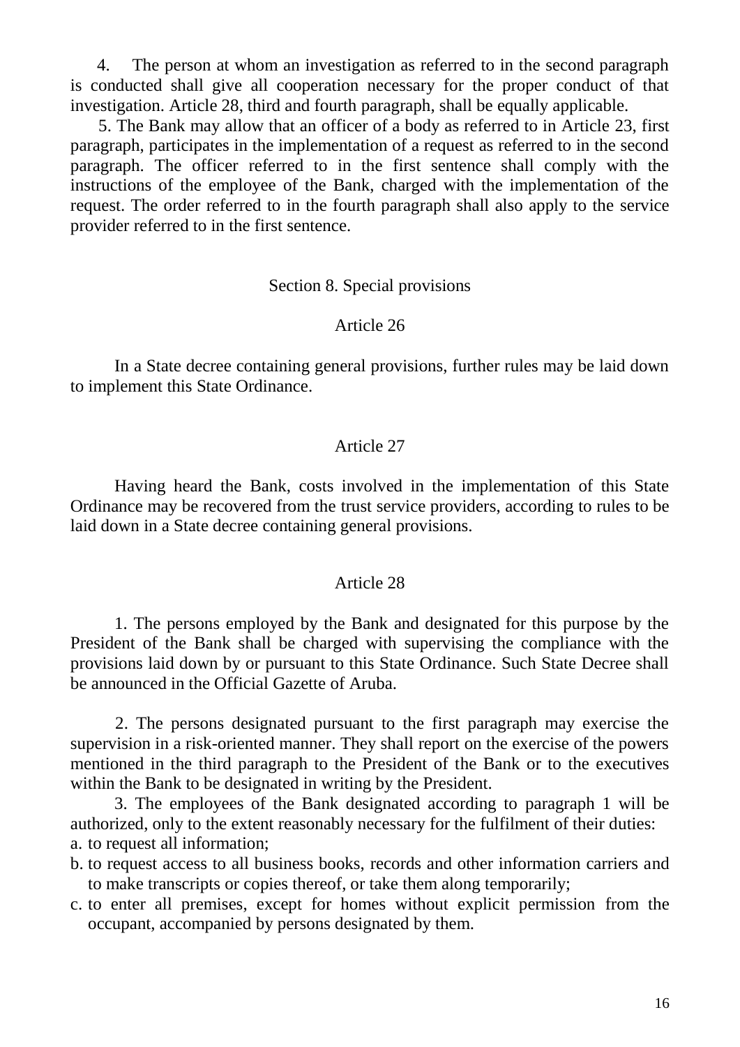4. The person at whom an investigation as referred to in the second paragraph is conducted shall give all cooperation necessary for the proper conduct of that investigation. Article 28, third and fourth paragraph, shall be equally applicable.

5. The Bank may allow that an officer of a body as referred to in Article 23, first paragraph, participates in the implementation of a request as referred to in the second paragraph. The officer referred to in the first sentence shall comply with the instructions of the employee of the Bank, charged with the implementation of the request. The order referred to in the fourth paragraph shall also apply to the service provider referred to in the first sentence.

## Section 8. Special provisions

### Article 26

In a State decree containing general provisions, further rules may be laid down to implement this State Ordinance.

### Article 27

Having heard the Bank, costs involved in the implementation of this State Ordinance may be recovered from the trust service providers, according to rules to be laid down in a State decree containing general provisions.

### Article 28

1. The persons employed by the Bank and designated for this purpose by the President of the Bank shall be charged with supervising the compliance with the provisions laid down by or pursuant to this State Ordinance. Such State Decree shall be announced in the Official Gazette of Aruba.

2. The persons designated pursuant to the first paragraph may exercise the supervision in a risk-oriented manner. They shall report on the exercise of the powers mentioned in the third paragraph to the President of the Bank or to the executives within the Bank to be designated in writing by the President.

3. The employees of the Bank designated according to paragraph 1 will be authorized, only to the extent reasonably necessary for the fulfilment of their duties:

a. to request all information;
b. to request access to all business books, records and other information carriers and to make transcripts or copies thereof, or take them along temporarily;
c. to enter all premises, except for homes without explicit permission from the occupant, accompanied by persons designated by them.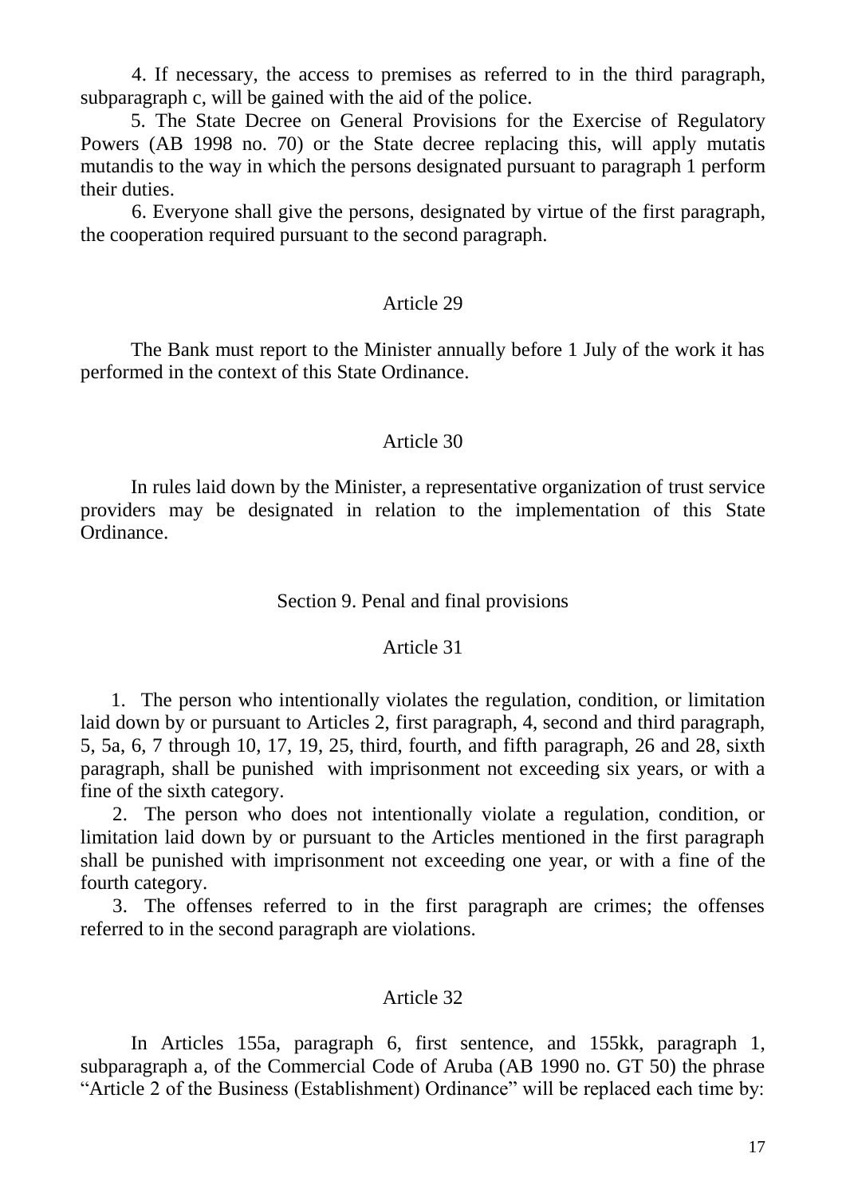4. If necessary, the access to premises as referred to in the third paragraph, subparagraph c, will be gained with the aid of the police.

5. The State Decree on General Provisions for the Exercise of Regulatory Powers (AB 1998 no. 70) or the State decree replacing this, will apply mutatis mutandis to the way in which the persons designated pursuant to paragraph 1 perform their duties.

6. Everyone shall give the persons, designated by virtue of the first paragraph, the cooperation required pursuant to the second paragraph.

### Article 29

The Bank must report to the Minister annually before 1 July of the work it has performed in the context of this State Ordinance.

### Article 30

In rules laid down by the Minister, a representative organization of trust service providers may be designated in relation to the implementation of this State Ordinance.

## Section 9. Penal and final provisions

### Article 31

1. The person who intentionally violates the regulation, condition, or limitation laid down by or pursuant to Articles 2, first paragraph, 4, second and third paragraph, 5, 5a, 6, 7 through 10, 17, 19, 25, third, fourth, and fifth paragraph, 26 and 28, sixth paragraph, shall be punished with imprisonment not exceeding six years, or with a fine of the sixth category.
2. The person who does not intentionally violate a regulation, condition, or limitation laid down by or pursuant to the Articles mentioned in the first paragraph shall be punished with imprisonment not exceeding one year, or with a fine of the fourth category.
3. The offenses referred to in the first paragraph are crimes; the offenses referred to in the second paragraph are violations.

### Article 32

In Articles 155a, paragraph 6, first sentence, and 155kk, paragraph 1, subparagraph a, of the Commercial Code of Aruba (AB 1990 no. GT 50) the phrase "Article 2 of the Business (Establishment) Ordinance" will be replaced each time by: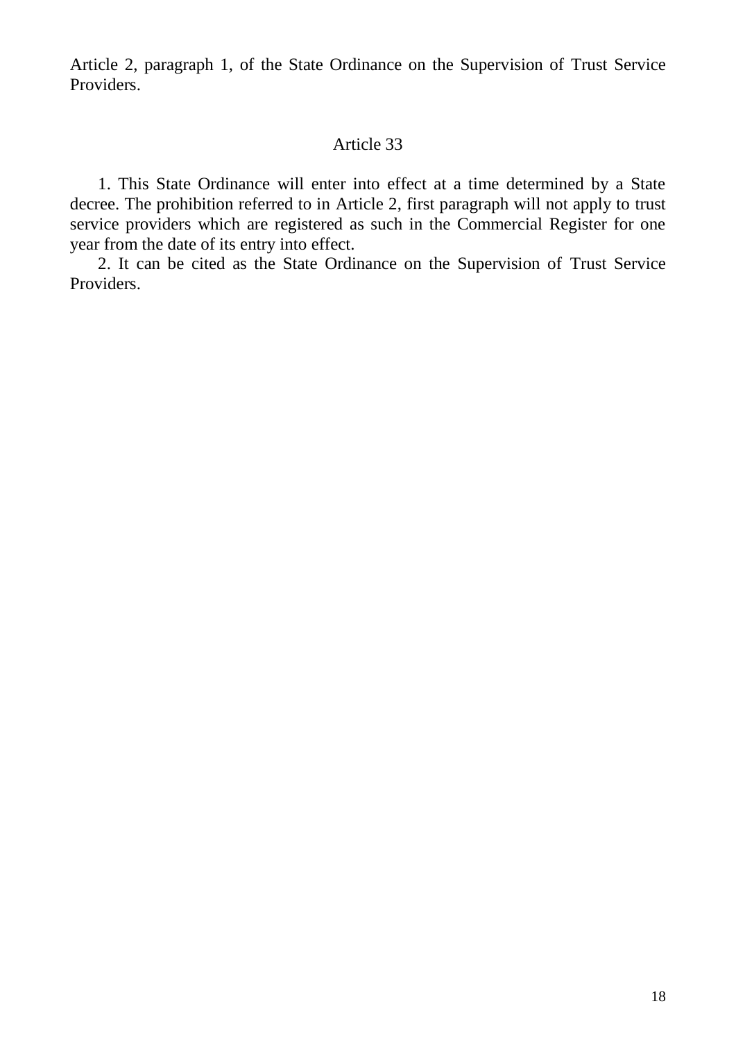Article 2, paragraph 1, of the State Ordinance on the Supervision of Trust Service Providers.

### Article 33

1. This State Ordinance will enter into effect at a time determined by a State decree. The prohibition referred to in Article 2, first paragraph will not apply to trust service providers which are registered as such in the Commercial Register for one year from the date of its entry into effect.

2. It can be cited as the State Ordinance on the Supervision of Trust Service Providers.